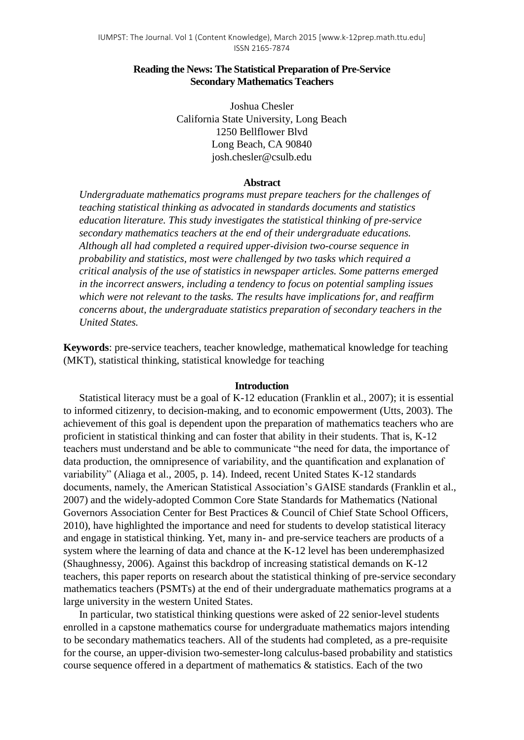# Reading the News: The Statistical Preparation of Pre-Service Secondary Mathematics Teachers

Joshua Chesler
California State University, Long Beach
1250 Bellflower Blvd
Long Beach, CA 90840
josh.chesler@csulb.edu

## Abstract

*Undergraduate mathematics programs must prepare teachers for the challenges of teaching statistical thinking as advocated in standards documents and statistics education literature. This study investigates the statistical thinking of pre-service secondary mathematics teachers at the end of their undergraduate educations. Although all had completed a required upper-division two-course sequence in probability and statistics, most were challenged by two tasks which required a critical analysis of the use of statistics in newspaper articles. Some patterns emerged in the incorrect answers, including a tendency to focus on potential sampling issues which were not relevant to the tasks. The results have implications for, and reaffirm concerns about, the undergraduate statistics preparation of secondary teachers in the United States.*

**Keywords**: pre-service teachers, teacher knowledge, mathematical knowledge for teaching (MKT), statistical thinking, statistical knowledge for teaching

## Introduction

Statistical literacy must be a goal of K-12 education (Franklin et al., 2007); it is essential to informed citizenry, to decision-making, and to economic empowerment (Utts, 2003). The achievement of this goal is dependent upon the preparation of mathematics teachers who are proficient in statistical thinking and can foster that ability in their students. That is, K-12 teachers must understand and be able to communicate "the need for data, the importance of data production, the omnipresence of variability, and the quantification and explanation of variability" (Aliaga et al., 2005, p. 14). Indeed, recent United States K-12 standards documents, namely, the American Statistical Association's GAISE standards (Franklin et al., 2007) and the widely-adopted Common Core State Standards for Mathematics (National Governors Association Center for Best Practices & Council of Chief State School Officers, 2010), have highlighted the importance and need for students to develop statistical literacy and engage in statistical thinking. Yet, many in- and pre-service teachers are products of a system where the learning of data and chance at the K-12 level has been underemphasized (Shaughnessy, 2006). Against this backdrop of increasing statistical demands on K-12 teachers, this paper reports on research about the statistical thinking of pre-service secondary mathematics teachers (PSMTs) at the end of their undergraduate mathematics programs at a large university in the western United States.

In particular, two statistical thinking questions were asked of 22 senior-level students enrolled in a capstone mathematics course for undergraduate mathematics majors intending to be secondary mathematics teachers. All of the students had completed, as a pre-requisite for the course, an upper-division two-semester-long calculus-based probability and statistics course sequence offered in a department of mathematics & statistics. Each of the two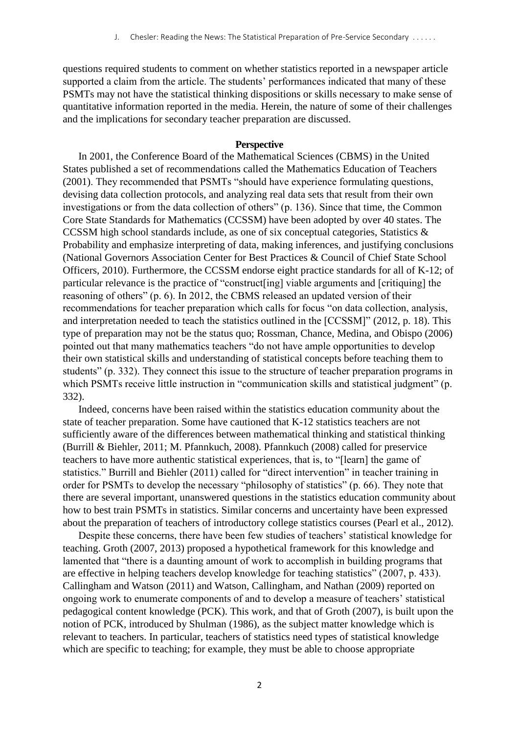questions required students to comment on whether statistics reported in a newspaper article supported a claim from the article. The students' performances indicated that many of these PSMTs may not have the statistical thinking dispositions or skills necessary to make sense of quantitative information reported in the media. Herein, the nature of some of their challenges and the implications for secondary teacher preparation are discussed.

## Perspective

In 2001, the Conference Board of the Mathematical Sciences (CBMS) in the United States published a set of recommendations called the Mathematics Education of Teachers (2001). They recommended that PSMTs "should have experience formulating questions, devising data collection protocols, and analyzing real data sets that result from their own investigations or from the data collection of others" (p. 136). Since that time, the Common Core State Standards for Mathematics (CCSSM) have been adopted by over 40 states. The CCSSM high school standards include, as one of six conceptual categories, Statistics & Probability and emphasize interpreting of data, making inferences, and justifying conclusions (National Governors Association Center for Best Practices & Council of Chief State School Officers, 2010). Furthermore, the CCSSM endorse eight practice standards for all of K-12; of particular relevance is the practice of "construct[ing] viable arguments and [critiquing] the reasoning of others" (p. 6). In 2012, the CBMS released an updated version of their recommendations for teacher preparation which calls for focus "on data collection, analysis, and interpretation needed to teach the statistics outlined in the [CCSSM]" (2012, p. 18). This type of preparation may not be the status quo; Rossman, Chance, Medina, and Obispo (2006) pointed out that many mathematics teachers "do not have ample opportunities to develop their own statistical skills and understanding of statistical concepts before teaching them to students" (p. 332). They connect this issue to the structure of teacher preparation programs in which PSMTs receive little instruction in "communication skills and statistical judgment" (p. 332).

Indeed, concerns have been raised within the statistics education community about the state of teacher preparation. Some have cautioned that K-12 statistics teachers are not sufficiently aware of the differences between mathematical thinking and statistical thinking (Burrill & Biehler, 2011; M. Pfannkuch, 2008). Pfannkuch (2008) called for preservice teachers to have more authentic statistical experiences, that is, to "[learn] the game of statistics." Burrill and Biehler (2011) called for "direct intervention" in teacher training in order for PSMTs to develop the necessary "philosophy of statistics" (p. 66). They note that there are several important, unanswered questions in the statistics education community about how to best train PSMTs in statistics. Similar concerns and uncertainty have been expressed about the preparation of teachers of introductory college statistics courses (Pearl et al., 2012).

Despite these concerns, there have been few studies of teachers' statistical knowledge for teaching. Groth (2007, 2013) proposed a hypothetical framework for this knowledge and lamented that "there is a daunting amount of work to accomplish in building programs that are effective in helping teachers develop knowledge for teaching statistics" (2007, p. 433). Callingham and Watson (2011) and Watson, Callingham, and Nathan (2009) reported on ongoing work to enumerate components of and to develop a measure of teachers' statistical pedagogical content knowledge (PCK). This work, and that of Groth (2007), is built upon the notion of PCK, introduced by Shulman (1986), as the subject matter knowledge which is relevant to teachers. In particular, teachers of statistics need types of statistical knowledge which are specific to teaching; for example, they must be able to choose appropriate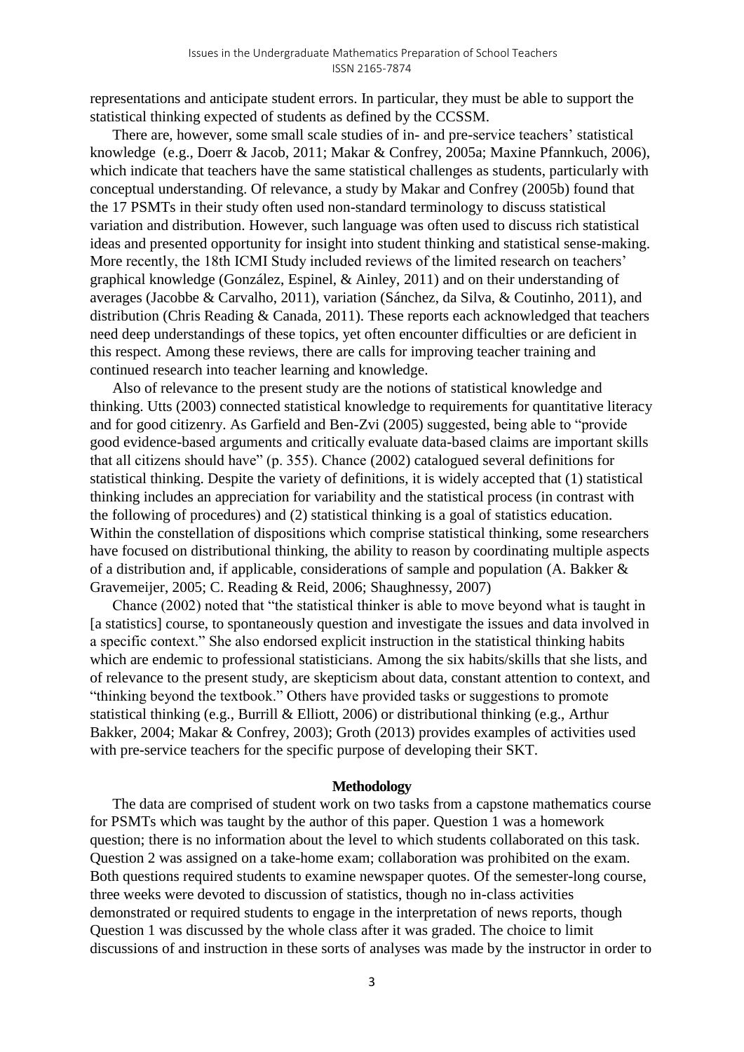representations and anticipate student errors. In particular, they must be able to support the statistical thinking expected of students as defined by the CCSSM.

There are, however, some small scale studies of in- and pre-service teachers' statistical knowledge (e.g., Doerr & Jacob, 2011; Makar & Confrey, 2005a; Maxine Pfannkuch, 2006), which indicate that teachers have the same statistical challenges as students, particularly with conceptual understanding. Of relevance, a study by Makar and Confrey (2005b) found that the 17 PSMTs in their study often used non-standard terminology to discuss statistical variation and distribution. However, such language was often used to discuss rich statistical ideas and presented opportunity for insight into student thinking and statistical sense-making. More recently, the 18th ICMI Study included reviews of the limited research on teachers' graphical knowledge (González, Espinel, & Ainley, 2011) and on their understanding of averages (Jacobbe & Carvalho, 2011), variation (Sánchez, da Silva, & Coutinho, 2011), and distribution (Chris Reading & Canada, 2011). These reports each acknowledged that teachers need deep understandings of these topics, yet often encounter difficulties or are deficient in this respect. Among these reviews, there are calls for improving teacher training and continued research into teacher learning and knowledge.

Also of relevance to the present study are the notions of statistical knowledge and thinking. Utts (2003) connected statistical knowledge to requirements for quantitative literacy and for good citizenry. As Garfield and Ben-Zvi (2005) suggested, being able to "provide good evidence-based arguments and critically evaluate data-based claims are important skills that all citizens should have" (p. 355). Chance (2002) catalogued several definitions for statistical thinking. Despite the variety of definitions, it is widely accepted that (1) statistical thinking includes an appreciation for variability and the statistical process (in contrast with the following of procedures) and (2) statistical thinking is a goal of statistics education. Within the constellation of dispositions which comprise statistical thinking, some researchers have focused on distributional thinking, the ability to reason by coordinating multiple aspects of a distribution and, if applicable, considerations of sample and population (A. Bakker & Gravemeijer, 2005; C. Reading & Reid, 2006; Shaughnessy, 2007)

Chance (2002) noted that "the statistical thinker is able to move beyond what is taught in [a statistics] course, to spontaneously question and investigate the issues and data involved in a specific context." She also endorsed explicit instruction in the statistical thinking habits which are endemic to professional statisticians. Among the six habits/skills that she lists, and of relevance to the present study, are skepticism about data, constant attention to context, and "thinking beyond the textbook." Others have provided tasks or suggestions to promote statistical thinking (e.g., Burrill & Elliott, 2006) or distributional thinking (e.g., Arthur Bakker, 2004; Makar & Confrey, 2003); Groth (2013) provides examples of activities used with pre-service teachers for the specific purpose of developing their SKT.

## Methodology

The data are comprised of student work on two tasks from a capstone mathematics course for PSMTs which was taught by the author of this paper. Question 1 was a homework question; there is no information about the level to which students collaborated on this task. Question 2 was assigned on a take-home exam; collaboration was prohibited on the exam. Both questions required students to examine newspaper quotes. Of the semester-long course, three weeks were devoted to discussion of statistics, though no in-class activities demonstrated or required students to engage in the interpretation of news reports, though Question 1 was discussed by the whole class after it was graded. The choice to limit discussions of and instruction in these sorts of analyses was made by the instructor in order to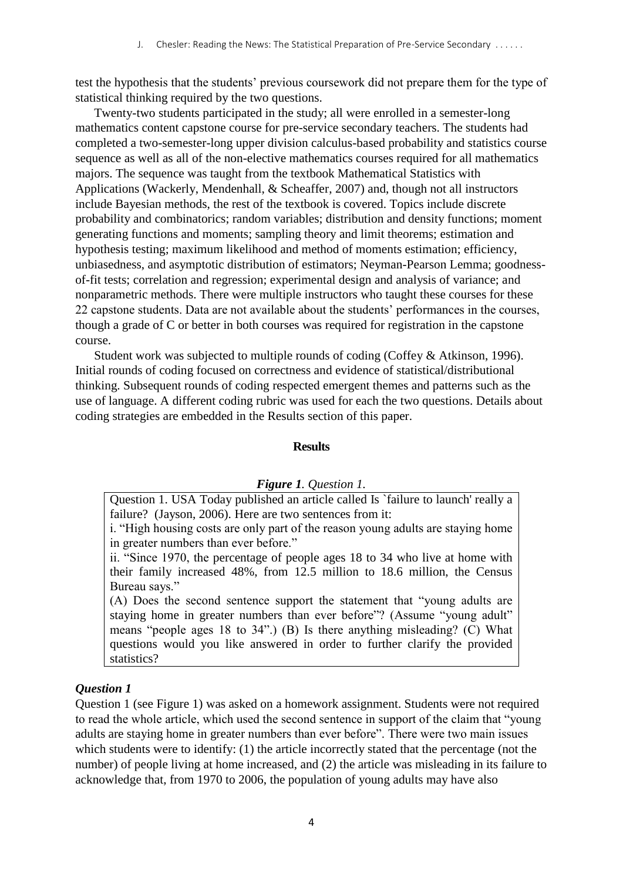test the hypothesis that the students' previous coursework did not prepare them for the type of statistical thinking required by the two questions.

Twenty-two students participated in the study; all were enrolled in a semester-long mathematics content capstone course for pre-service secondary teachers. The students had completed a two-semester-long upper division calculus-based probability and statistics course sequence as well as all of the non-elective mathematics courses required for all mathematics majors. The sequence was taught from the textbook Mathematical Statistics with Applications (Wackerly, Mendenhall, & Scheaffer, 2007) and, though not all instructors include Bayesian methods, the rest of the textbook is covered. Topics include discrete probability and combinatorics; random variables; distribution and density functions; moment generating functions and moments; sampling theory and limit theorems; estimation and hypothesis testing; maximum likelihood and method of moments estimation; efficiency, unbiasedness, and asymptotic distribution of estimators; Neyman-Pearson Lemma; goodness-of-fit tests; correlation and regression; experimental design and analysis of variance; and nonparametric methods. There were multiple instructors who taught these courses for these 22 capstone students. Data are not available about the students' performances in the courses, though a grade of C or better in both courses was required for registration in the capstone course.

Student work was subjected to multiple rounds of coding (Coffey & Atkinson, 1996). Initial rounds of coding focused on correctness and evidence of statistical/distributional thinking. Subsequent rounds of coding respected emergent themes and patterns such as the use of language. A different coding rubric was used for each the two questions. Details about coding strategies are embedded in the Results section of this paper.

## Results

***Figure 1**. Question 1.*

> Question 1. USA Today published an article called Is `failure to launch' really a failure? (Jayson, 2006). Here are two sentences from it:
>
> i. "High housing costs are only part of the reason young adults are staying home in greater numbers than ever before."
>
> ii. "Since 1970, the percentage of people ages 18 to 34 who live at home with their family increased 48%, from 12.5 million to 18.6 million, the Census Bureau says."
>
> (A) Does the second sentence support the statement that "young adults are staying home in greater numbers than ever before"? (Assume "young adult" means "people ages 18 to 34".) (B) Is there anything misleading? (C) What questions would you like answered in order to further clarify the provided statistics?

### *Question 1*

Question 1 (see Figure 1) was asked on a homework assignment. Students were not required to read the whole article, which used the second sentence in support of the claim that "young adults are staying home in greater numbers than ever before". There were two main issues which students were to identify: (1) the article incorrectly stated that the percentage (not the number) of people living at home increased, and (2) the article was misleading in its failure to acknowledge that, from 1970 to 2006, the population of young adults may have also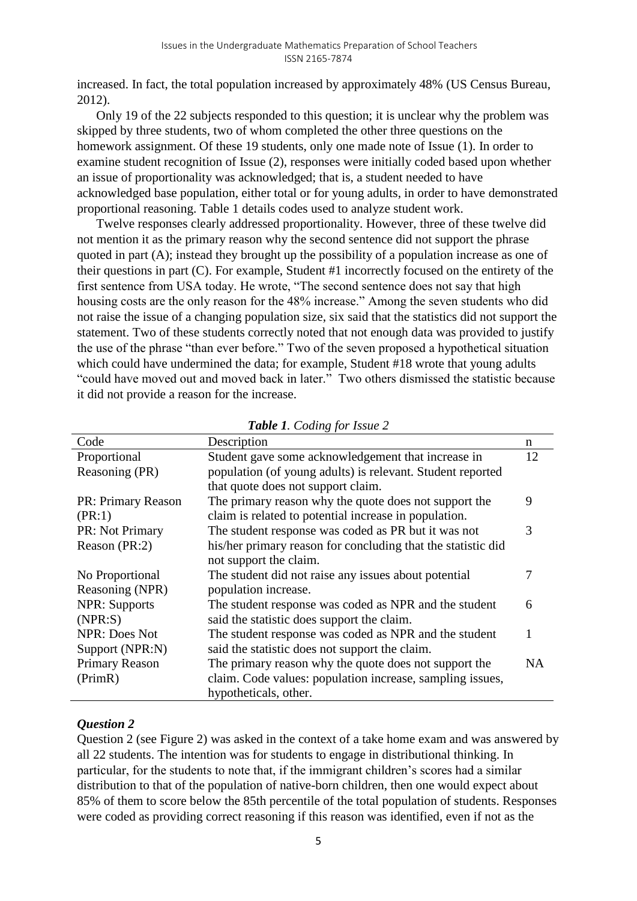increased. In fact, the total population increased by approximately 48% (US Census Bureau, 2012).

Only 19 of the 22 subjects responded to this question; it is unclear why the problem was skipped by three students, two of whom completed the other three questions on the homework assignment. Of these 19 students, only one made note of Issue (1). In order to examine student recognition of Issue (2), responses were initially coded based upon whether an issue of proportionality was acknowledged; that is, a student needed to have acknowledged base population, either total or for young adults, in order to have demonstrated proportional reasoning. Table 1 details codes used to analyze student work.

Twelve responses clearly addressed proportionality. However, three of these twelve did not mention it as the primary reason why the second sentence did not support the phrase quoted in part (A); instead they brought up the possibility of a population increase as one of their questions in part (C). For example, Student #1 incorrectly focused on the entirety of the first sentence from USA today. He wrote, "The second sentence does not say that high housing costs are the only reason for the 48% increase." Among the seven students who did not raise the issue of a changing population size, six said that the statistics did not support the statement. Two of these students correctly noted that not enough data was provided to justify the use of the phrase "than ever before." Two of the seven proposed a hypothetical situation which could have undermined the data; for example, Student #18 wrote that young adults "could have moved out and moved back in later." Two others dismissed the statistic because it did not provide a reason for the increase.

***Table 1**. Coding for Issue 2*

| Code | Description | n |
|---|---|---|
| Proportional Reasoning (PR) | Student gave some acknowledgement that increase in population (of young adults) is relevant. Student reported that quote does not support claim. | 12 |
| PR: Primary Reason (PR:1) | The primary reason why the quote does not support the claim is related to potential increase in population. | 9 |
| PR: Not Primary Reason (PR:2) | The student response was coded as PR but it was not his/her primary reason for concluding that the statistic did not support the claim. | 3 |
| No Proportional Reasoning (NPR) | The student did not raise any issues about potential population increase. | 7 |
| NPR: Supports (NPR:S) | The student response was coded as NPR and the student said the statistic does support the claim. | 6 |
| NPR: Does Not Support (NPR:N) | The student response was coded as NPR and the student said the statistic does not support the claim. | 1 |
| Primary Reason (PrimR) | The primary reason why the quote does not support the claim. Code values: population increase, sampling issues, hypotheticals, other. | NA |

### *Question 2*

Question 2 (see Figure 2) was asked in the context of a take home exam and was answered by all 22 students. The intention was for students to engage in distributional thinking. In particular, for the students to note that, if the immigrant children's scores had a similar distribution to that of the population of native-born children, then one would expect about 85% of them to score below the 85th percentile of the total population of students. Responses were coded as providing correct reasoning if this reason was identified, even if not as the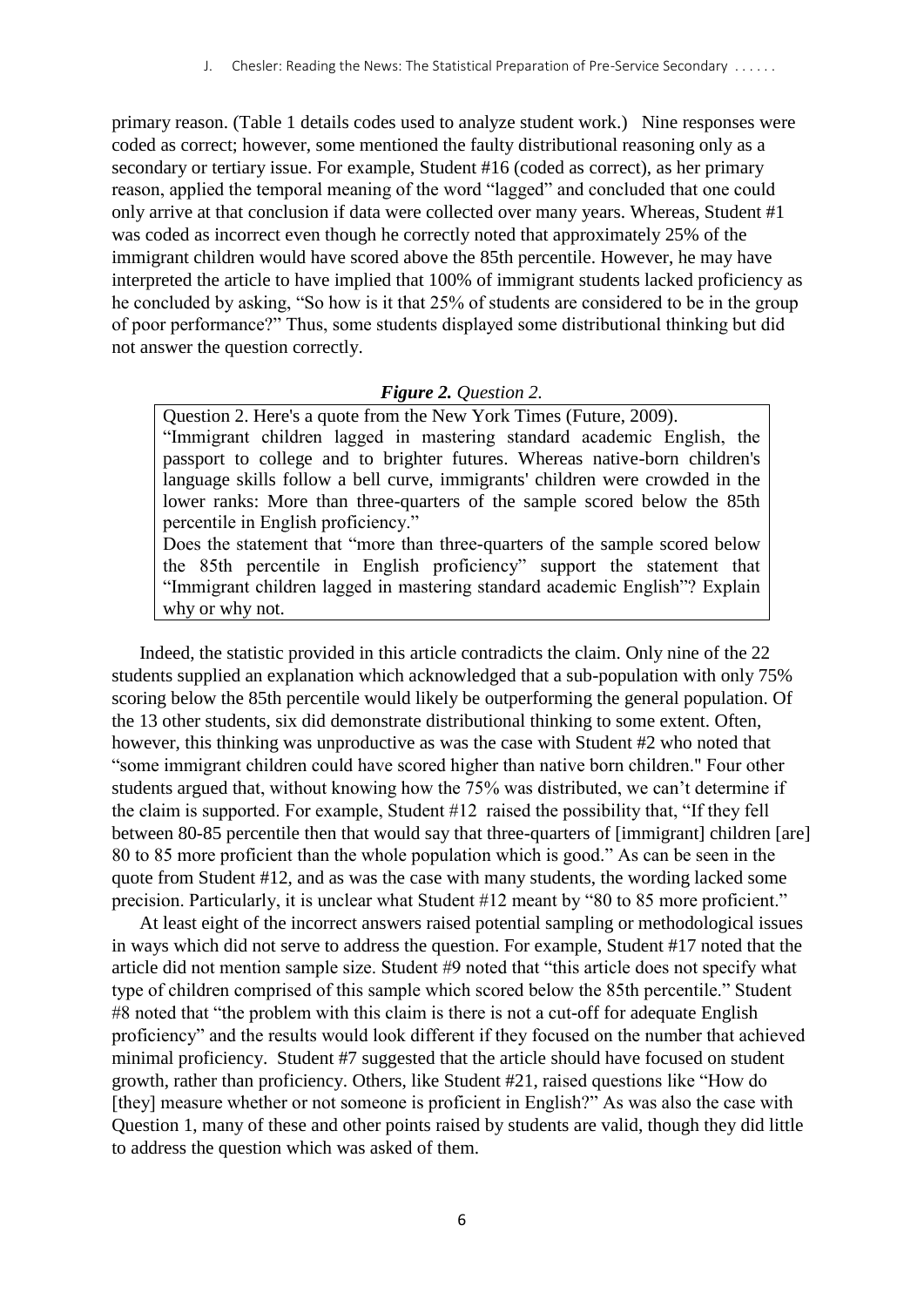primary reason. (Table 1 details codes used to analyze student work.) Nine responses were coded as correct; however, some mentioned the faulty distributional reasoning only as a secondary or tertiary issue. For example, Student #16 (coded as correct), as her primary reason, applied the temporal meaning of the word "lagged" and concluded that one could only arrive at that conclusion if data were collected over many years. Whereas, Student #1 was coded as incorrect even though he correctly noted that approximately 25% of the immigrant children would have scored above the 85th percentile. However, he may have interpreted the article to have implied that 100% of immigrant students lacked proficiency as he concluded by asking, "So how is it that 25% of students are considered to be in the group of poor performance?" Thus, some students displayed some distributional thinking but did not answer the question correctly.

***Figure 2.*** *Question 2.*

> Question 2. Here's a quote from the New York Times (Future, 2009).
> "Immigrant children lagged in mastering standard academic English, the passport to college and to brighter futures. Whereas native-born children's language skills follow a bell curve, immigrants' children were crowded in the lower ranks: More than three-quarters of the sample scored below the 85th percentile in English proficiency."
> Does the statement that "more than three-quarters of the sample scored below the 85th percentile in English proficiency" support the statement that "Immigrant children lagged in mastering standard academic English"? Explain why or why not.

Indeed, the statistic provided in this article contradicts the claim. Only nine of the 22 students supplied an explanation which acknowledged that a sub-population with only 75% scoring below the 85th percentile would likely be outperforming the general population. Of the 13 other students, six did demonstrate distributional thinking to some extent. Often, however, this thinking was unproductive as was the case with Student #2 who noted that "some immigrant children could have scored higher than native born children." Four other students argued that, without knowing how the 75% was distributed, we can't determine if the claim is supported. For example, Student #12 raised the possibility that, "If they fell between 80-85 percentile then that would say that three-quarters of [immigrant] children [are] 80 to 85 more proficient than the whole population which is good." As can be seen in the quote from Student #12, and as was the case with many students, the wording lacked some precision. Particularly, it is unclear what Student #12 meant by "80 to 85 more proficient."

At least eight of the incorrect answers raised potential sampling or methodological issues in ways which did not serve to address the question. For example, Student #17 noted that the article did not mention sample size. Student #9 noted that "this article does not specify what type of children comprised of this sample which scored below the 85th percentile." Student #8 noted that "the problem with this claim is there is not a cut-off for adequate English proficiency" and the results would look different if they focused on the number that achieved minimal proficiency. Student #7 suggested that the article should have focused on student growth, rather than proficiency. Others, like Student #21, raised questions like "How do [they] measure whether or not someone is proficient in English?" As was also the case with Question 1, many of these and other points raised by students are valid, though they did little to address the question which was asked of them.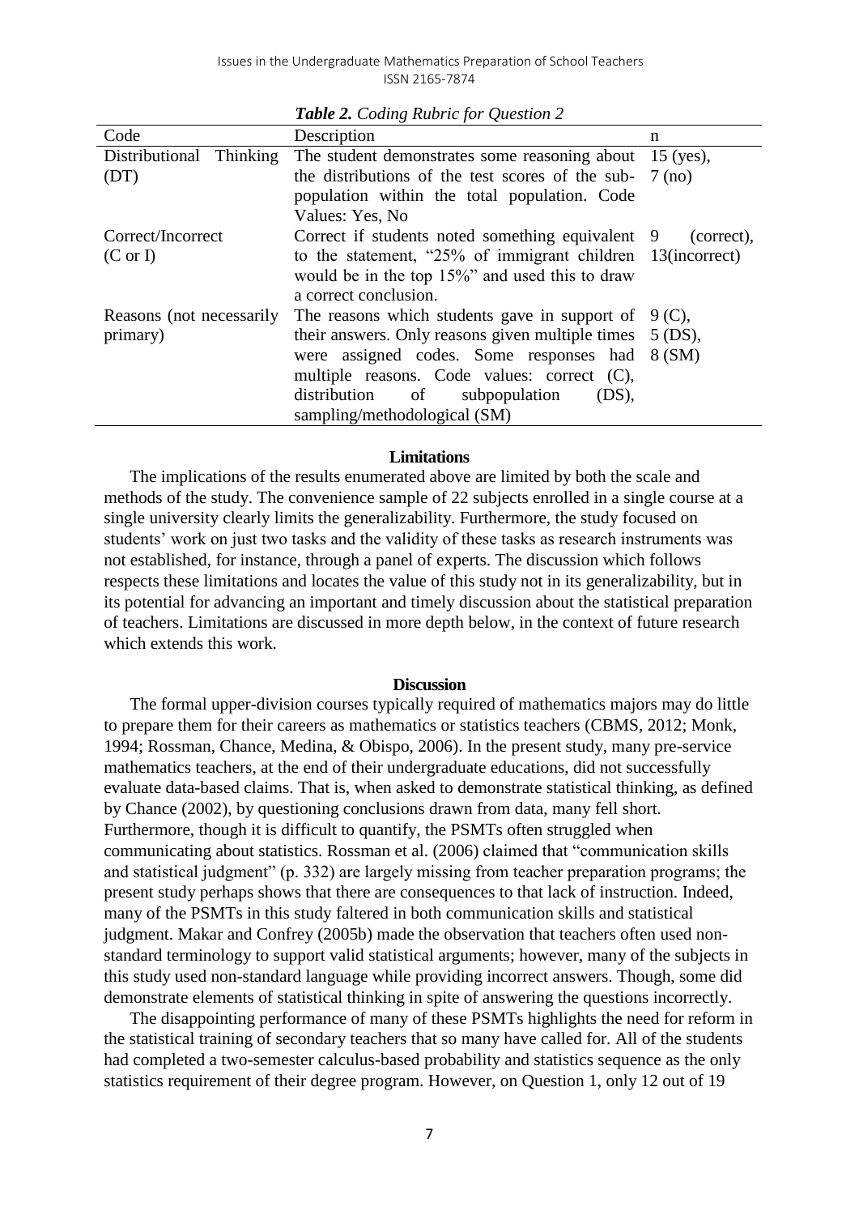*Table 2. Coding Rubric for Question 2*

| Code | Description | n |
|---|---|---|
| Distributional Thinking (DT) | The student demonstrates some reasoning about the distributions of the test scores of the sub-population within the total population. Code Values: Yes, No | 15 (yes), 7 (no) |
| Correct/Incorrect (C or I) | Correct if students noted something equivalent to the statement, "25% of immigrant children would be in the top 15%" and used this to draw a correct conclusion. | 9 (correct), 13(incorrect) |
| Reasons (not necessarily primary) | The reasons which students gave in support of their answers. Only reasons given multiple times were assigned codes. Some responses had multiple reasons. Code values: correct (C), distribution of subpopulation (DS), sampling/methodological (SM) | 9 (C), 5 (DS), 8 (SM) |

### Limitations

The implications of the results enumerated above are limited by both the scale and methods of the study. The convenience sample of 22 subjects enrolled in a single course at a single university clearly limits the generalizability. Furthermore, the study focused on students' work on just two tasks and the validity of these tasks as research instruments was not established, for instance, through a panel of experts. The discussion which follows respects these limitations and locates the value of this study not in its generalizability, but in its potential for advancing an important and timely discussion about the statistical preparation of teachers. Limitations are discussed in more depth below, in the context of future research which extends this work.

### Discussion

The formal upper-division courses typically required of mathematics majors may do little to prepare them for their careers as mathematics or statistics teachers (CBMS, 2012; Monk, 1994; Rossman, Chance, Medina, & Obispo, 2006). In the present study, many pre-service mathematics teachers, at the end of their undergraduate educations, did not successfully evaluate data-based claims. That is, when asked to demonstrate statistical thinking, as defined by Chance (2002), by questioning conclusions drawn from data, many fell short. Furthermore, though it is difficult to quantify, the PSMTs often struggled when communicating about statistics. Rossman et al. (2006) claimed that "communication skills and statistical judgment" (p. 332) are largely missing from teacher preparation programs; the present study perhaps shows that there are consequences to that lack of instruction. Indeed, many of the PSMTs in this study faltered in both communication skills and statistical judgment. Makar and Confrey (2005b) made the observation that teachers often used non-standard terminology to support valid statistical arguments; however, many of the subjects in this study used non-standard language while providing incorrect answers. Though, some did demonstrate elements of statistical thinking in spite of answering the questions incorrectly.

The disappointing performance of many of these PSMTs highlights the need for reform in the statistical training of secondary teachers that so many have called for. All of the students had completed a two-semester calculus-based probability and statistics sequence as the only statistics requirement of their degree program. However, on Question 1, only 12 out of 19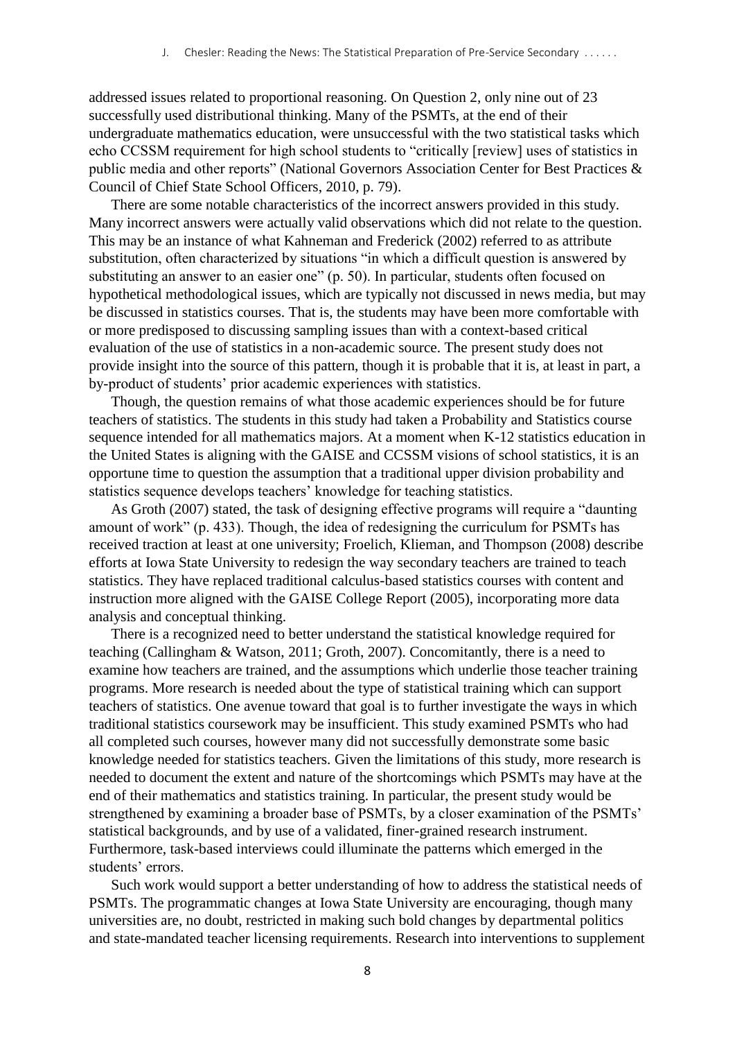addressed issues related to proportional reasoning. On Question 2, only nine out of 23 successfully used distributional thinking. Many of the PSMTs, at the end of their undergraduate mathematics education, were unsuccessful with the two statistical tasks which echo CCSSM requirement for high school students to "critically [review] uses of statistics in public media and other reports" (National Governors Association Center for Best Practices & Council of Chief State School Officers, 2010, p. 79).

There are some notable characteristics of the incorrect answers provided in this study. Many incorrect answers were actually valid observations which did not relate to the question. This may be an instance of what Kahneman and Frederick (2002) referred to as attribute substitution, often characterized by situations "in which a difficult question is answered by substituting an answer to an easier one" (p. 50). In particular, students often focused on hypothetical methodological issues, which are typically not discussed in news media, but may be discussed in statistics courses. That is, the students may have been more comfortable with or more predisposed to discussing sampling issues than with a context-based critical evaluation of the use of statistics in a non-academic source. The present study does not provide insight into the source of this pattern, though it is probable that it is, at least in part, a by-product of students' prior academic experiences with statistics.

Though, the question remains of what those academic experiences should be for future teachers of statistics. The students in this study had taken a Probability and Statistics course sequence intended for all mathematics majors. At a moment when K-12 statistics education in the United States is aligning with the GAISE and CCSSM visions of school statistics, it is an opportune time to question the assumption that a traditional upper division probability and statistics sequence develops teachers' knowledge for teaching statistics.

As Groth (2007) stated, the task of designing effective programs will require a "daunting amount of work" (p. 433). Though, the idea of redesigning the curriculum for PSMTs has received traction at least at one university; Froelich, Klieman, and Thompson (2008) describe efforts at Iowa State University to redesign the way secondary teachers are trained to teach statistics. They have replaced traditional calculus-based statistics courses with content and instruction more aligned with the GAISE College Report (2005), incorporating more data analysis and conceptual thinking.

There is a recognized need to better understand the statistical knowledge required for teaching (Callingham & Watson, 2011; Groth, 2007). Concomitantly, there is a need to examine how teachers are trained, and the assumptions which underlie those teacher training programs. More research is needed about the type of statistical training which can support teachers of statistics. One avenue toward that goal is to further investigate the ways in which traditional statistics coursework may be insufficient. This study examined PSMTs who had all completed such courses, however many did not successfully demonstrate some basic knowledge needed for statistics teachers. Given the limitations of this study, more research is needed to document the extent and nature of the shortcomings which PSMTs may have at the end of their mathematics and statistics training. In particular, the present study would be strengthened by examining a broader base of PSMTs, by a closer examination of the PSMTs' statistical backgrounds, and by use of a validated, finer-grained research instrument. Furthermore, task-based interviews could illuminate the patterns which emerged in the students' errors.

Such work would support a better understanding of how to address the statistical needs of PSMTs. The programmatic changes at Iowa State University are encouraging, though many universities are, no doubt, restricted in making such bold changes by departmental politics and state-mandated teacher licensing requirements. Research into interventions to supplement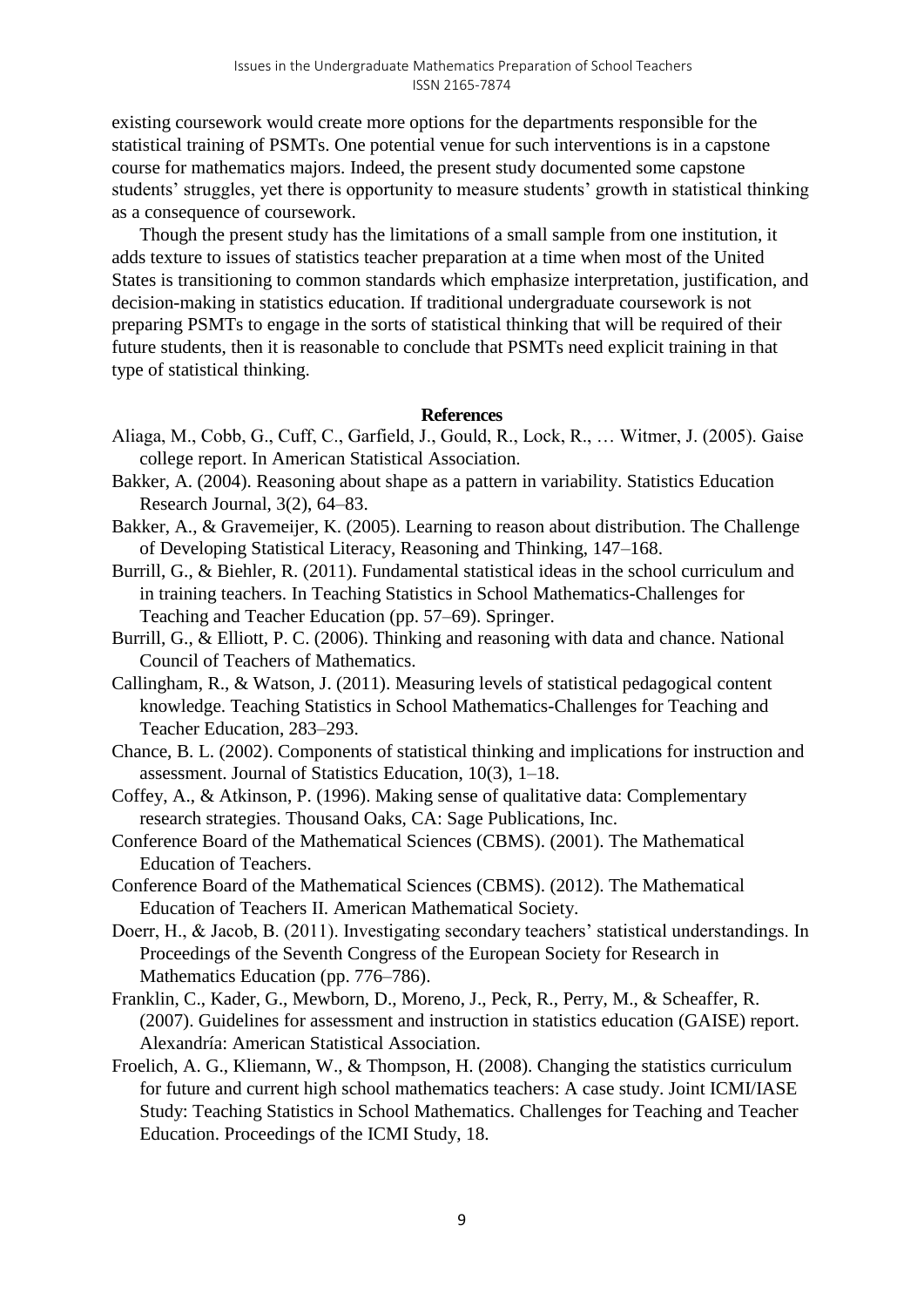existing coursework would create more options for the departments responsible for the statistical training of PSMTs. One potential venue for such interventions is in a capstone course for mathematics majors. Indeed, the present study documented some capstone students' struggles, yet there is opportunity to measure students' growth in statistical thinking as a consequence of coursework.

Though the present study has the limitations of a small sample from one institution, it adds texture to issues of statistics teacher preparation at a time when most of the United States is transitioning to common standards which emphasize interpretation, justification, and decision-making in statistics education. If traditional undergraduate coursework is not preparing PSMTs to engage in the sorts of statistical thinking that will be required of their future students, then it is reasonable to conclude that PSMTs need explicit training in that type of statistical thinking.

## References

Aliaga, M., Cobb, G., Cuff, C., Garfield, J., Gould, R., Lock, R., … Witmer, J. (2005). Gaise college report. In American Statistical Association.

Bakker, A. (2004). Reasoning about shape as a pattern in variability. Statistics Education Research Journal, 3(2), 64–83.

Bakker, A., & Gravemeijer, K. (2005). Learning to reason about distribution. The Challenge of Developing Statistical Literacy, Reasoning and Thinking, 147–168.

Burrill, G., & Biehler, R. (2011). Fundamental statistical ideas in the school curriculum and in training teachers. In Teaching Statistics in School Mathematics-Challenges for Teaching and Teacher Education (pp. 57–69). Springer.

Burrill, G., & Elliott, P. C. (2006). Thinking and reasoning with data and chance. National Council of Teachers of Mathematics.

Callingham, R., & Watson, J. (2011). Measuring levels of statistical pedagogical content knowledge. Teaching Statistics in School Mathematics-Challenges for Teaching and Teacher Education, 283–293.

Chance, B. L. (2002). Components of statistical thinking and implications for instruction and assessment. Journal of Statistics Education, 10(3), 1–18.

Coffey, A., & Atkinson, P. (1996). Making sense of qualitative data: Complementary research strategies. Thousand Oaks, CA: Sage Publications, Inc.

Conference Board of the Mathematical Sciences (CBMS). (2001). The Mathematical Education of Teachers.

Conference Board of the Mathematical Sciences (CBMS). (2012). The Mathematical Education of Teachers II. American Mathematical Society.

Doerr, H., & Jacob, B. (2011). Investigating secondary teachers' statistical understandings. In Proceedings of the Seventh Congress of the European Society for Research in Mathematics Education (pp. 776–786).

Franklin, C., Kader, G., Mewborn, D., Moreno, J., Peck, R., Perry, M., & Scheaffer, R. (2007). Guidelines for assessment and instruction in statistics education (GAISE) report. Alexandría: American Statistical Association.

Froelich, A. G., Kliemann, W., & Thompson, H. (2008). Changing the statistics curriculum for future and current high school mathematics teachers: A case study. Joint ICMI/IASE Study: Teaching Statistics in School Mathematics. Challenges for Teaching and Teacher Education. Proceedings of the ICMI Study, 18.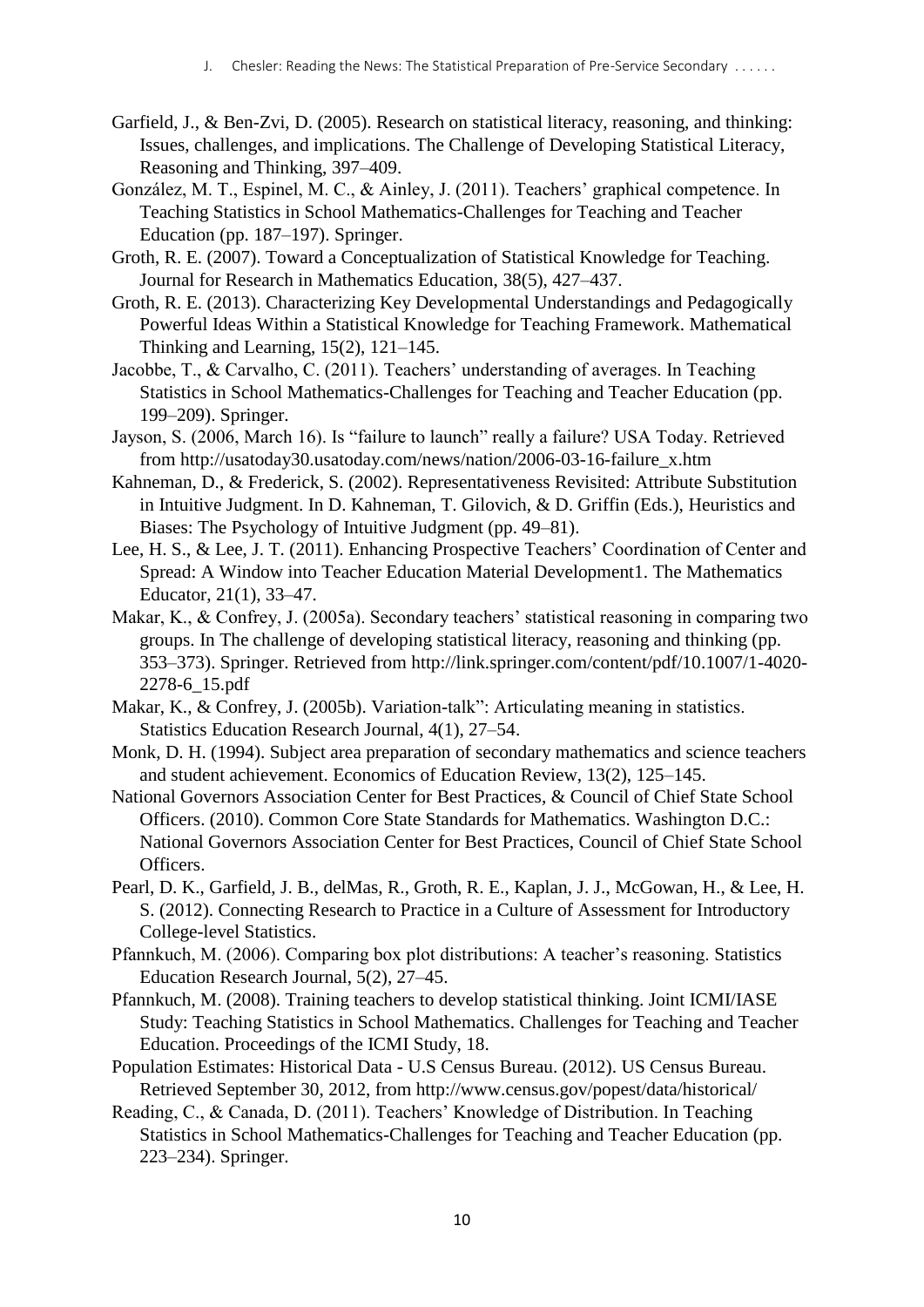Garfield, J., & Ben-Zvi, D. (2005). Research on statistical literacy, reasoning, and thinking: Issues, challenges, and implications. The Challenge of Developing Statistical Literacy, Reasoning and Thinking, 397–409.

González, M. T., Espinel, M. C., & Ainley, J. (2011). Teachers' graphical competence. In Teaching Statistics in School Mathematics-Challenges for Teaching and Teacher Education (pp. 187–197). Springer.

Groth, R. E. (2007). Toward a Conceptualization of Statistical Knowledge for Teaching. Journal for Research in Mathematics Education, 38(5), 427–437.

Groth, R. E. (2013). Characterizing Key Developmental Understandings and Pedagogically Powerful Ideas Within a Statistical Knowledge for Teaching Framework. Mathematical Thinking and Learning, 15(2), 121–145.

Jacobbe, T., & Carvalho, C. (2011). Teachers' understanding of averages. In Teaching Statistics in School Mathematics-Challenges for Teaching and Teacher Education (pp. 199–209). Springer.

Jayson, S. (2006, March 16). Is "failure to launch" really a failure? USA Today. Retrieved from http://usatoday30.usatoday.com/news/nation/2006-03-16-failure_x.htm

Kahneman, D., & Frederick, S. (2002). Representativeness Revisited: Attribute Substitution in Intuitive Judgment. In D. Kahneman, T. Gilovich, & D. Griffin (Eds.), Heuristics and Biases: The Psychology of Intuitive Judgment (pp. 49–81).

Lee, H. S., & Lee, J. T. (2011). Enhancing Prospective Teachers' Coordination of Center and Spread: A Window into Teacher Education Material Development1. The Mathematics Educator, 21(1), 33–47.

Makar, K., & Confrey, J. (2005a). Secondary teachers' statistical reasoning in comparing two groups. In The challenge of developing statistical literacy, reasoning and thinking (pp. 353–373). Springer. Retrieved from http://link.springer.com/content/pdf/10.1007/1-4020-2278-6_15.pdf

Makar, K., & Confrey, J. (2005b). Variation-talk": Articulating meaning in statistics. Statistics Education Research Journal, 4(1), 27–54.

Monk, D. H. (1994). Subject area preparation of secondary mathematics and science teachers and student achievement. Economics of Education Review, 13(2), 125–145.

National Governors Association Center for Best Practices, & Council of Chief State School Officers. (2010). Common Core State Standards for Mathematics. Washington D.C.: National Governors Association Center for Best Practices, Council of Chief State School Officers.

Pearl, D. K., Garfield, J. B., delMas, R., Groth, R. E., Kaplan, J. J., McGowan, H., & Lee, H. S. (2012). Connecting Research to Practice in a Culture of Assessment for Introductory College-level Statistics.

Pfannkuch, M. (2006). Comparing box plot distributions: A teacher's reasoning. Statistics Education Research Journal, 5(2), 27–45.

Pfannkuch, M. (2008). Training teachers to develop statistical thinking. Joint ICMI/IASE Study: Teaching Statistics in School Mathematics. Challenges for Teaching and Teacher Education. Proceedings of the ICMI Study, 18.

Population Estimates: Historical Data - U.S Census Bureau. (2012). US Census Bureau. Retrieved September 30, 2012, from http://www.census.gov/popest/data/historical/

Reading, C., & Canada, D. (2011). Teachers' Knowledge of Distribution. In Teaching Statistics in School Mathematics-Challenges for Teaching and Teacher Education (pp. 223–234). Springer.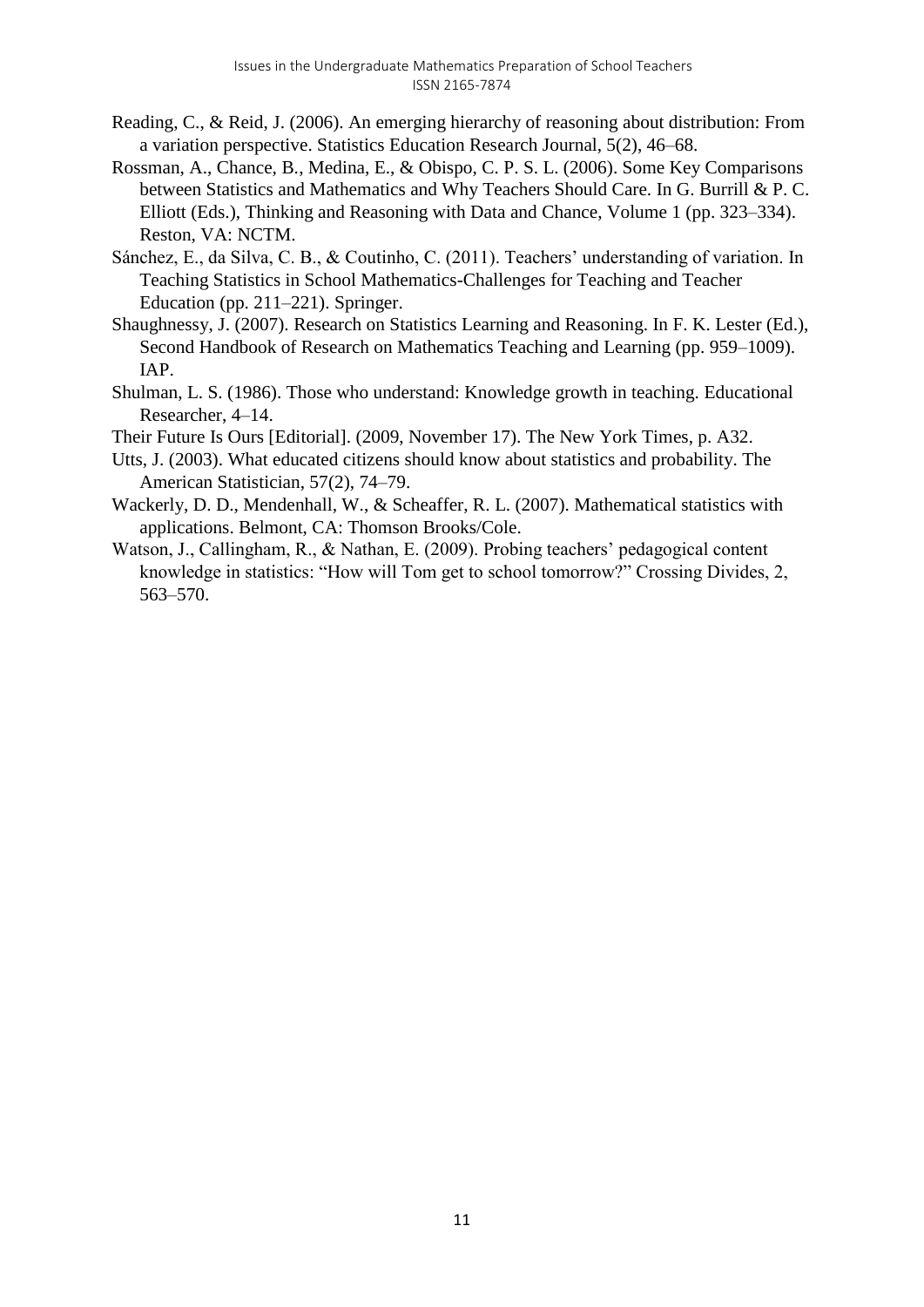Reading, C., & Reid, J. (2006). An emerging hierarchy of reasoning about distribution: From a variation perspective. Statistics Education Research Journal, 5(2), 46–68.

Rossman, A., Chance, B., Medina, E., & Obispo, C. P. S. L. (2006). Some Key Comparisons between Statistics and Mathematics and Why Teachers Should Care. In G. Burrill & P. C. Elliott (Eds.), Thinking and Reasoning with Data and Chance, Volume 1 (pp. 323–334). Reston, VA: NCTM.

Sánchez, E., da Silva, C. B., & Coutinho, C. (2011). Teachers' understanding of variation. In Teaching Statistics in School Mathematics-Challenges for Teaching and Teacher Education (pp. 211–221). Springer.

Shaughnessy, J. (2007). Research on Statistics Learning and Reasoning. In F. K. Lester (Ed.), Second Handbook of Research on Mathematics Teaching and Learning (pp. 959–1009). IAP.

Shulman, L. S. (1986). Those who understand: Knowledge growth in teaching. Educational Researcher, 4–14.

Their Future Is Ours [Editorial]. (2009, November 17). The New York Times, p. A32.

Utts, J. (2003). What educated citizens should know about statistics and probability. The American Statistician, 57(2), 74–79.

Wackerly, D. D., Mendenhall, W., & Scheaffer, R. L. (2007). Mathematical statistics with applications. Belmont, CA: Thomson Brooks/Cole.

Watson, J., Callingham, R., & Nathan, E. (2009). Probing teachers' pedagogical content knowledge in statistics: "How will Tom get to school tomorrow?" Crossing Divides, 2, 563–570.